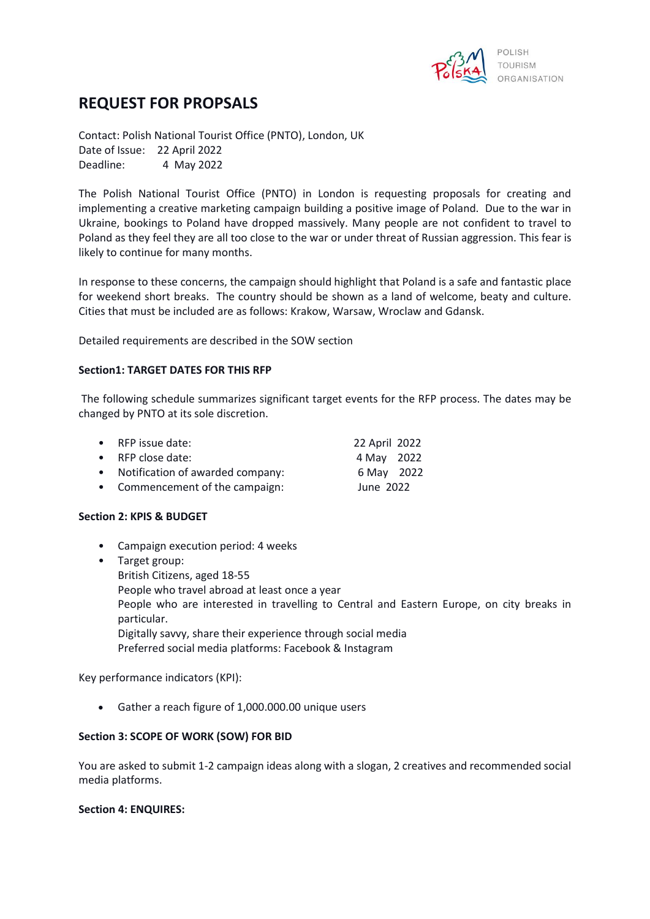POLISH TOURISM ORGANISATION

# REQUEST FOR PROPSALS

Contact: Polish National Tourist Office (PNTO), London, UK
Date of Issue: 22 April 2022
Deadline: 4 May 2022

The Polish National Tourist Office (PNTO) in London is requesting proposals for creating and implementing a creative marketing campaign building a positive image of Poland. Due to the war in Ukraine, bookings to Poland have dropped massively. Many people are not confident to travel to Poland as they feel they are all too close to the war or under threat of Russian aggression. This fear is likely to continue for many months.

In response to these concerns, the campaign should highlight that Poland is a safe and fantastic place for weekend short breaks. The country should be shown as a land of welcome, beaty and culture. Cities that must be included are as follows: Krakow, Warsaw, Wroclaw and Gdansk.

Detailed requirements are described in the SOW section

**Section1: TARGET DATES FOR THIS RFP**

The following schedule summarizes significant target events for the RFP process. The dates may be changed by PNTO at its sole discretion.

- RFP issue date: 22 April 2022
- RFP close date: 4 May 2022
- Notification of awarded company: 6 May 2022
- Commencement of the campaign: June 2022

**Section 2: KPIS & BUDGET**

- Campaign execution period: 4 weeks
- Target group:
  British Citizens, aged 18-55
  People who travel abroad at least once a year
  People who are interested in travelling to Central and Eastern Europe, on city breaks in particular.
  Digitally savvy, share their experience through social media
  Preferred social media platforms: Facebook & Instagram

Key performance indicators (KPI):

- Gather a reach figure of 1,000.000.00 unique users

**Section 3: SCOPE OF WORK (SOW) FOR BID**

You are asked to submit 1-2 campaign ideas along with a slogan, 2 creatives and recommended social media platforms.

**Section 4: ENQUIRES:**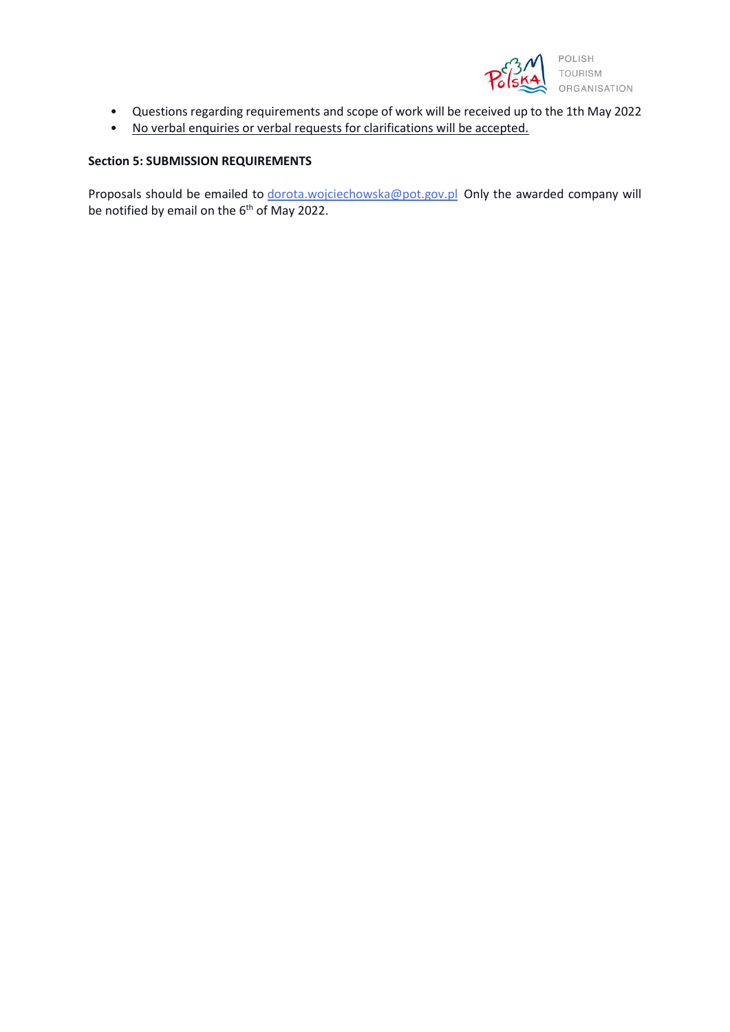- Questions regarding requirements and scope of work will be received up to the 1th May 2022
- No verbal enquiries or verbal requests for clarifications will be accepted.

**Section 5: SUBMISSION REQUIREMENTS**

Proposals should be emailed to dorota.wojciechowska@pot.gov.pl Only the awarded company will be notified by email on the 6th of May 2022.